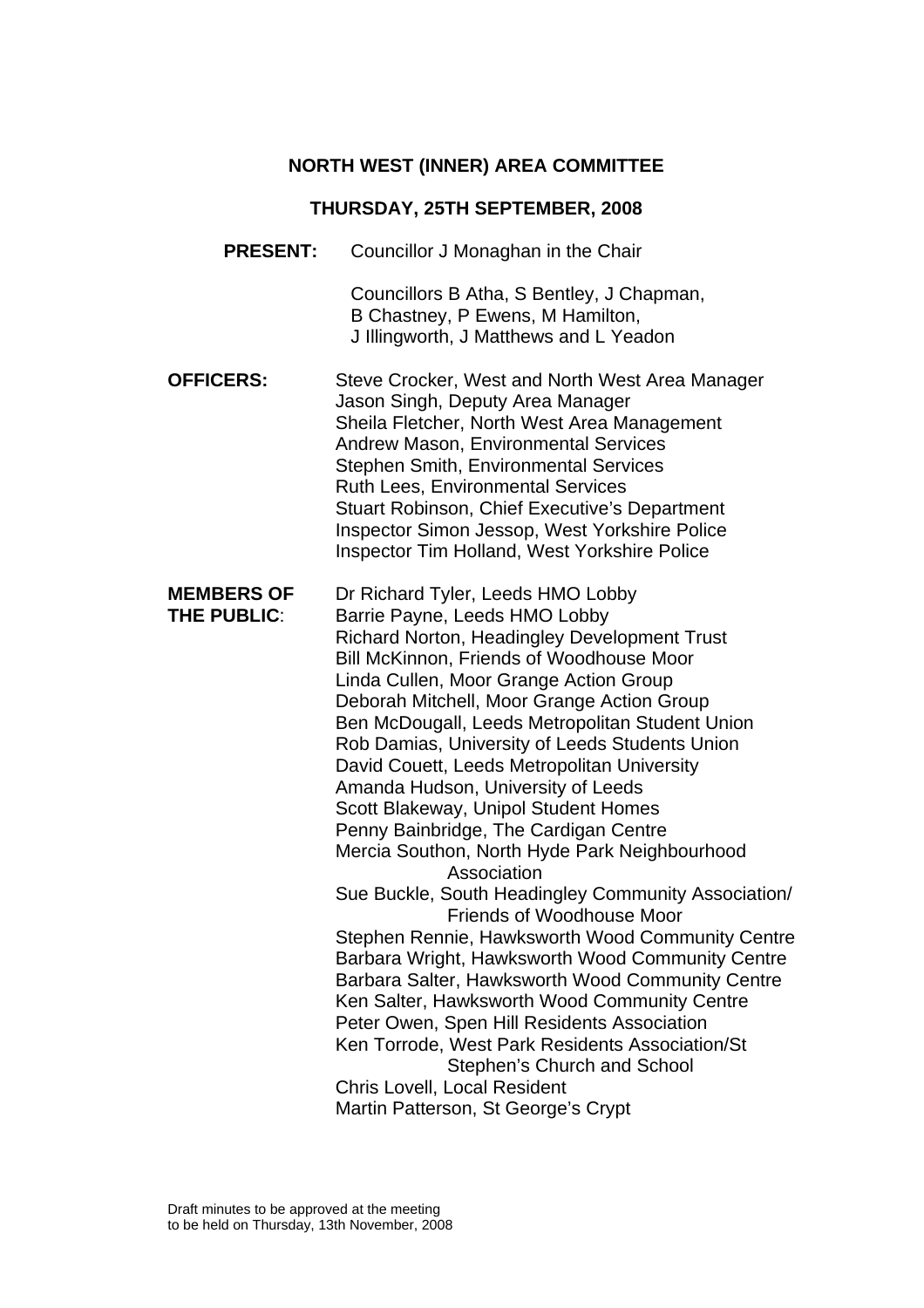**NORTH WEST (INNER) AREA COMMITTEE**

**THURSDAY, 25TH SEPTEMBER, 2008**

**PRESENT:** Councillor J Monaghan in the Chair

Councillors B Atha, S Bentley, J Chapman, B Chastney, P Ewens, M Hamilton, J Illingworth, J Matthews and L Yeadon

**OFFICERS:**

Steve Crocker, West and North West Area Manager
Jason Singh, Deputy Area Manager
Sheila Fletcher, North West Area Management
Andrew Mason, Environmental Services
Stephen Smith, Environmental Services
Ruth Lees, Environmental Services
Stuart Robinson, Chief Executive's Department
Inspector Simon Jessop, West Yorkshire Police
Inspector Tim Holland, West Yorkshire Police

**MEMBERS OF THE PUBLIC**:

Dr Richard Tyler, Leeds HMO Lobby
Barrie Payne, Leeds HMO Lobby
Richard Norton, Headingley Development Trust
Bill McKinnon, Friends of Woodhouse Moor
Linda Cullen, Moor Grange Action Group
Deborah Mitchell, Moor Grange Action Group
Ben McDougall, Leeds Metropolitan Student Union
Rob Damias, University of Leeds Students Union
David Couett, Leeds Metropolitan University
Amanda Hudson, University of Leeds
Scott Blakeway, Unipol Student Homes
Penny Bainbridge, The Cardigan Centre
Mercia Southon, North Hyde Park Neighbourhood Association
Sue Buckle, South Headingley Community Association/ Friends of Woodhouse Moor
Stephen Rennie, Hawksworth Wood Community Centre
Barbara Wright, Hawksworth Wood Community Centre
Barbara Salter, Hawksworth Wood Community Centre
Ken Salter, Hawksworth Wood Community Centre
Peter Owen, Spen Hill Residents Association
Ken Torrode, West Park Residents Association/St Stephen's Church and School
Chris Lovell, Local Resident
Martin Patterson, St George's Crypt

Draft minutes to be approved at the meeting
to be held on Thursday, 13th November, 2008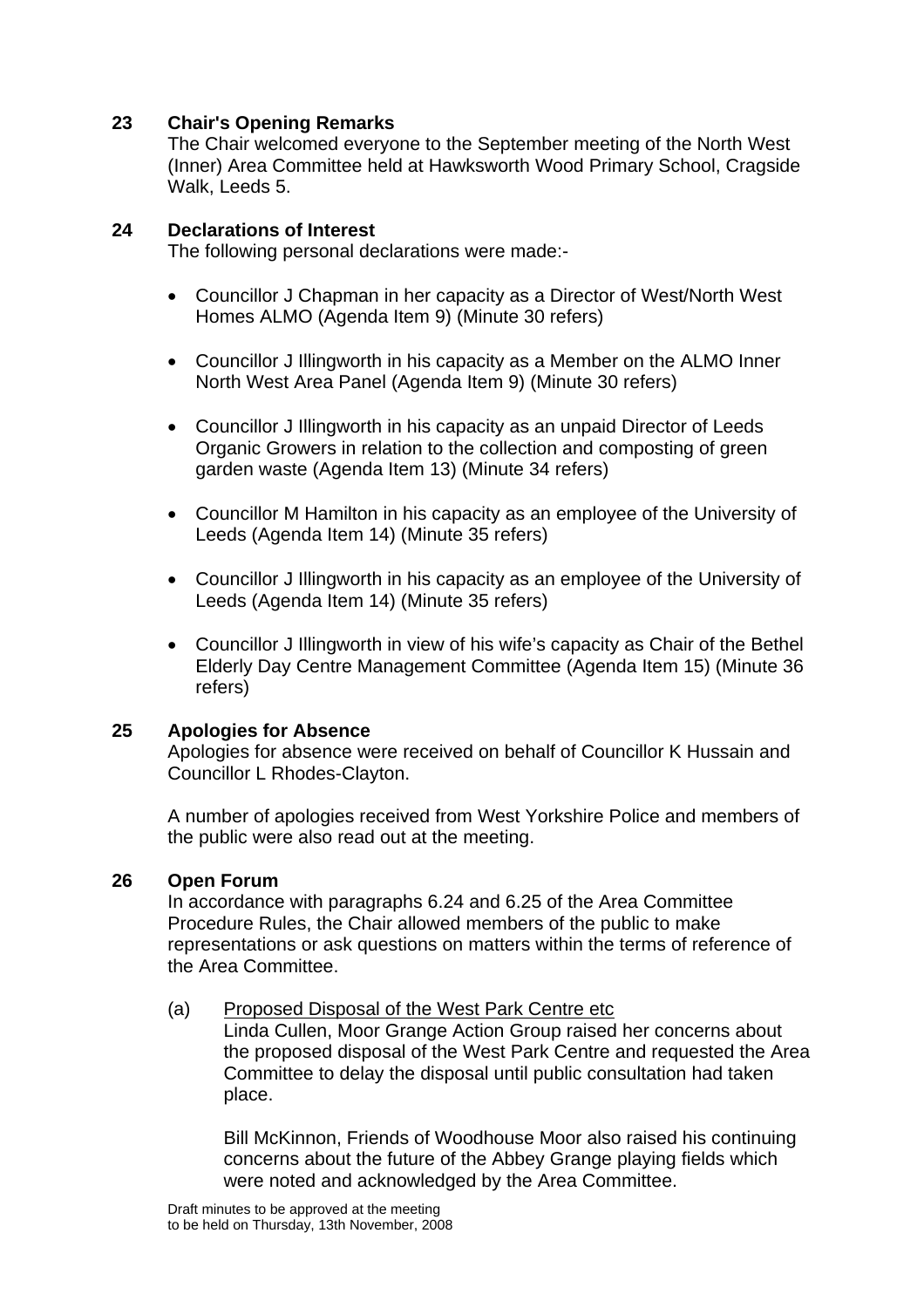**23 Chair's Opening Remarks**

The Chair welcomed everyone to the September meeting of the North West (Inner) Area Committee held at Hawksworth Wood Primary School, Cragside Walk, Leeds 5.

**24 Declarations of Interest**

The following personal declarations were made:-

- Councillor J Chapman in her capacity as a Director of West/North West Homes ALMO (Agenda Item 9) (Minute 30 refers)
- Councillor J Illingworth in his capacity as a Member on the ALMO Inner North West Area Panel (Agenda Item 9) (Minute 30 refers)
- Councillor J Illingworth in his capacity as an unpaid Director of Leeds Organic Growers in relation to the collection and composting of green garden waste (Agenda Item 13) (Minute 34 refers)
- Councillor M Hamilton in his capacity as an employee of the University of Leeds (Agenda Item 14) (Minute 35 refers)
- Councillor J Illingworth in his capacity as an employee of the University of Leeds (Agenda Item 14) (Minute 35 refers)
- Councillor J Illingworth in view of his wife's capacity as Chair of the Bethel Elderly Day Centre Management Committee (Agenda Item 15) (Minute 36 refers)

**25 Apologies for Absence**

Apologies for absence were received on behalf of Councillor K Hussain and Councillor L Rhodes-Clayton.

A number of apologies received from West Yorkshire Police and members of the public were also read out at the meeting.

**26 Open Forum**

In accordance with paragraphs 6.24 and 6.25 of the Area Committee Procedure Rules, the Chair allowed members of the public to make representations or ask questions on matters within the terms of reference of the Area Committee.

(a) Proposed Disposal of the West Park Centre etc

Linda Cullen, Moor Grange Action Group raised her concerns about the proposed disposal of the West Park Centre and requested the Area Committee to delay the disposal until public consultation had taken place.

Bill McKinnon, Friends of Woodhouse Moor also raised his continuing concerns about the future of the Abbey Grange playing fields which were noted and acknowledged by the Area Committee.

Draft minutes to be approved at the meeting to be held on Thursday, 13th November, 2008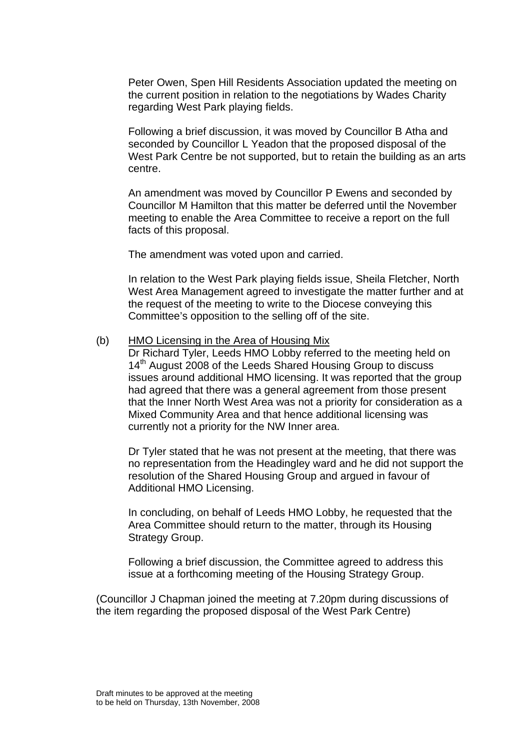Peter Owen, Spen Hill Residents Association updated the meeting on the current position in relation to the negotiations by Wades Charity regarding West Park playing fields.

Following a brief discussion, it was moved by Councillor B Atha and seconded by Councillor L Yeadon that the proposed disposal of the West Park Centre be not supported, but to retain the building as an arts centre.

An amendment was moved by Councillor P Ewens and seconded by Councillor M Hamilton that this matter be deferred until the November meeting to enable the Area Committee to receive a report on the full facts of this proposal.

The amendment was voted upon and carried.

In relation to the West Park playing fields issue, Sheila Fletcher, North West Area Management agreed to investigate the matter further and at the request of the meeting to write to the Diocese conveying this Committee's opposition to the selling off of the site.

(b) HMO Licensing in the Area of Housing Mix

Dr Richard Tyler, Leeds HMO Lobby referred to the meeting held on 14th August 2008 of the Leeds Shared Housing Group to discuss issues around additional HMO licensing. It was reported that the group had agreed that there was a general agreement from those present that the Inner North West Area was not a priority for consideration as a Mixed Community Area and that hence additional licensing was currently not a priority for the NW Inner area.

Dr Tyler stated that he was not present at the meeting, that there was no representation from the Headingley ward and he did not support the resolution of the Shared Housing Group and argued in favour of Additional HMO Licensing.

In concluding, on behalf of Leeds HMO Lobby, he requested that the Area Committee should return to the matter, through its Housing Strategy Group.

Following a brief discussion, the Committee agreed to address this issue at a forthcoming meeting of the Housing Strategy Group.

(Councillor J Chapman joined the meeting at 7.20pm during discussions of the item regarding the proposed disposal of the West Park Centre)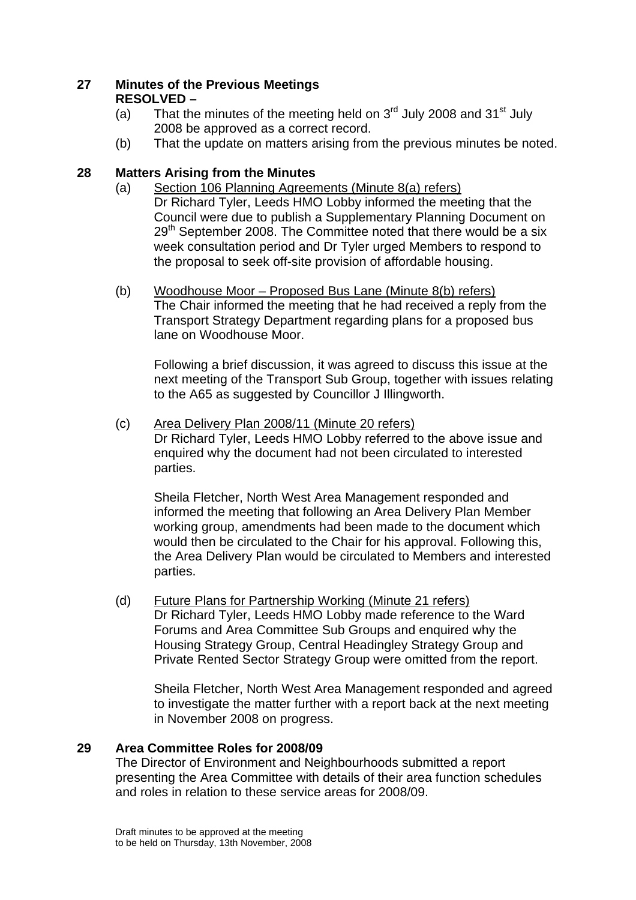## 27 Minutes of the Previous Meetings

**RESOLVED –**

(a) That the minutes of the meeting held on 3rd July 2008 and 31st July 2008 be approved as a correct record.

(b) That the update on matters arising from the previous minutes be noted.

## 28 Matters Arising from the Minutes

(a) Section 106 Planning Agreements (Minute 8(a) refers)
Dr Richard Tyler, Leeds HMO Lobby informed the meeting that the Council were due to publish a Supplementary Planning Document on 29th September 2008. The Committee noted that there would be a six week consultation period and Dr Tyler urged Members to respond to the proposal to seek off-site provision of affordable housing.

(b) Woodhouse Moor – Proposed Bus Lane (Minute 8(b) refers)
The Chair informed the meeting that he had received a reply from the Transport Strategy Department regarding plans for a proposed bus lane on Woodhouse Moor.

Following a brief discussion, it was agreed to discuss this issue at the next meeting of the Transport Sub Group, together with issues relating to the A65 as suggested by Councillor J Illingworth.

(c) Area Delivery Plan 2008/11 (Minute 20 refers)
Dr Richard Tyler, Leeds HMO Lobby referred to the above issue and enquired why the document had not been circulated to interested parties.

Sheila Fletcher, North West Area Management responded and informed the meeting that following an Area Delivery Plan Member working group, amendments had been made to the document which would then be circulated to the Chair for his approval. Following this, the Area Delivery Plan would be circulated to Members and interested parties.

(d) Future Plans for Partnership Working (Minute 21 refers)
Dr Richard Tyler, Leeds HMO Lobby made reference to the Ward Forums and Area Committee Sub Groups and enquired why the Housing Strategy Group, Central Headingley Strategy Group and Private Rented Sector Strategy Group were omitted from the report.

Sheila Fletcher, North West Area Management responded and agreed to investigate the matter further with a report back at the next meeting in November 2008 on progress.

## 29 Area Committee Roles for 2008/09

The Director of Environment and Neighbourhoods submitted a report presenting the Area Committee with details of their area function schedules and roles in relation to these service areas for 2008/09.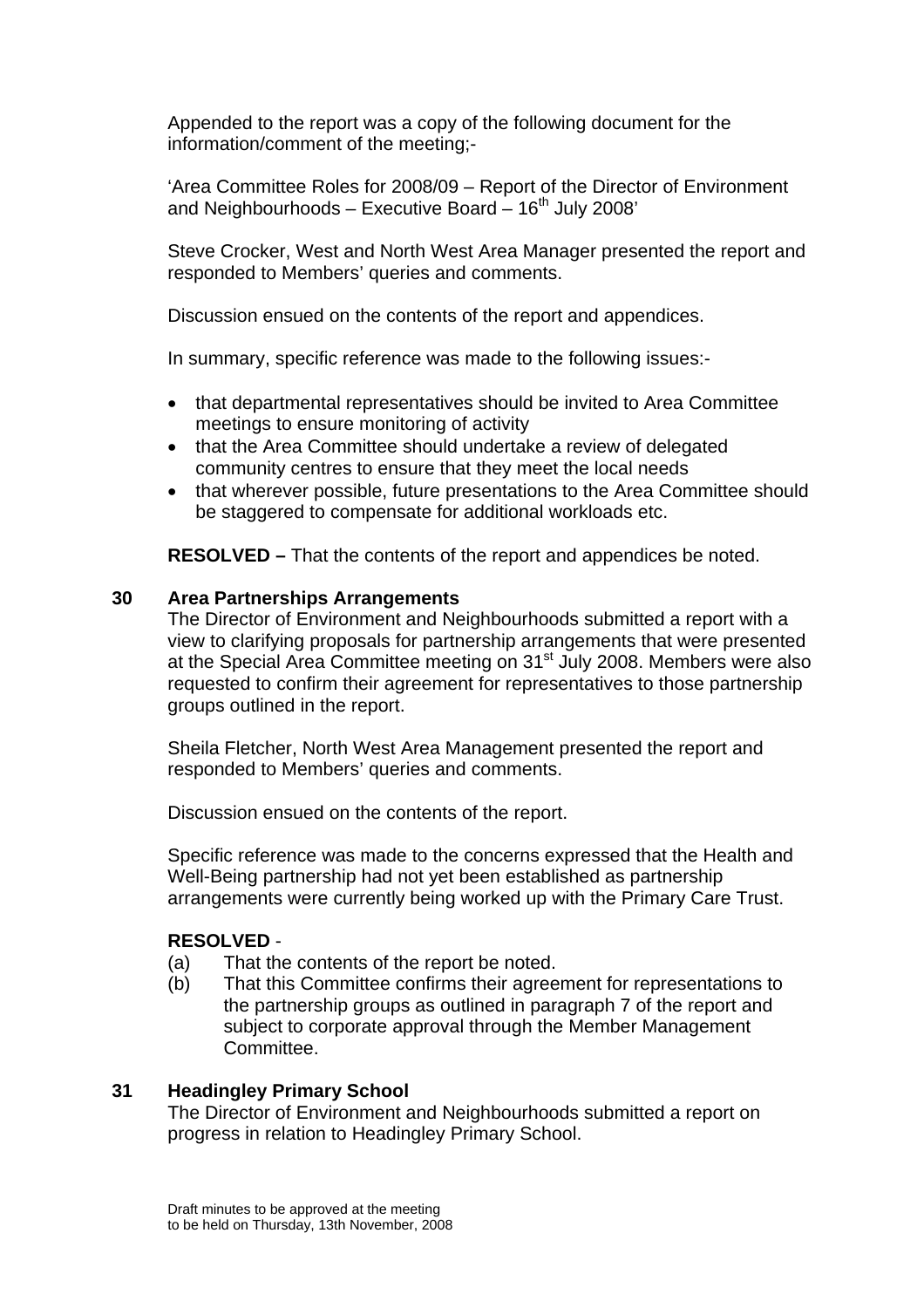Appended to the report was a copy of the following document for the information/comment of the meeting;-

'Area Committee Roles for 2008/09 – Report of the Director of Environment and Neighbourhoods – Executive Board – 16th July 2008'

Steve Crocker, West and North West Area Manager presented the report and responded to Members' queries and comments.

Discussion ensued on the contents of the report and appendices.

In summary, specific reference was made to the following issues:-

- that departmental representatives should be invited to Area Committee meetings to ensure monitoring of activity
- that the Area Committee should undertake a review of delegated community centres to ensure that they meet the local needs
- that wherever possible, future presentations to the Area Committee should be staggered to compensate for additional workloads etc.

**RESOLVED –** That the contents of the report and appendices be noted.

## 30 Area Partnerships Arrangements

The Director of Environment and Neighbourhoods submitted a report with a view to clarifying proposals for partnership arrangements that were presented at the Special Area Committee meeting on 31st July 2008. Members were also requested to confirm their agreement for representatives to those partnership groups outlined in the report.

Sheila Fletcher, North West Area Management presented the report and responded to Members' queries and comments.

Discussion ensued on the contents of the report.

Specific reference was made to the concerns expressed that the Health and Well-Being partnership had not yet been established as partnership arrangements were currently being worked up with the Primary Care Trust.

**RESOLVED** -

(a) That the contents of the report be noted.

(b) That this Committee confirms their agreement for representations to the partnership groups as outlined in paragraph 7 of the report and subject to corporate approval through the Member Management Committee.

## 31 Headingley Primary School

The Director of Environment and Neighbourhoods submitted a report on progress in relation to Headingley Primary School.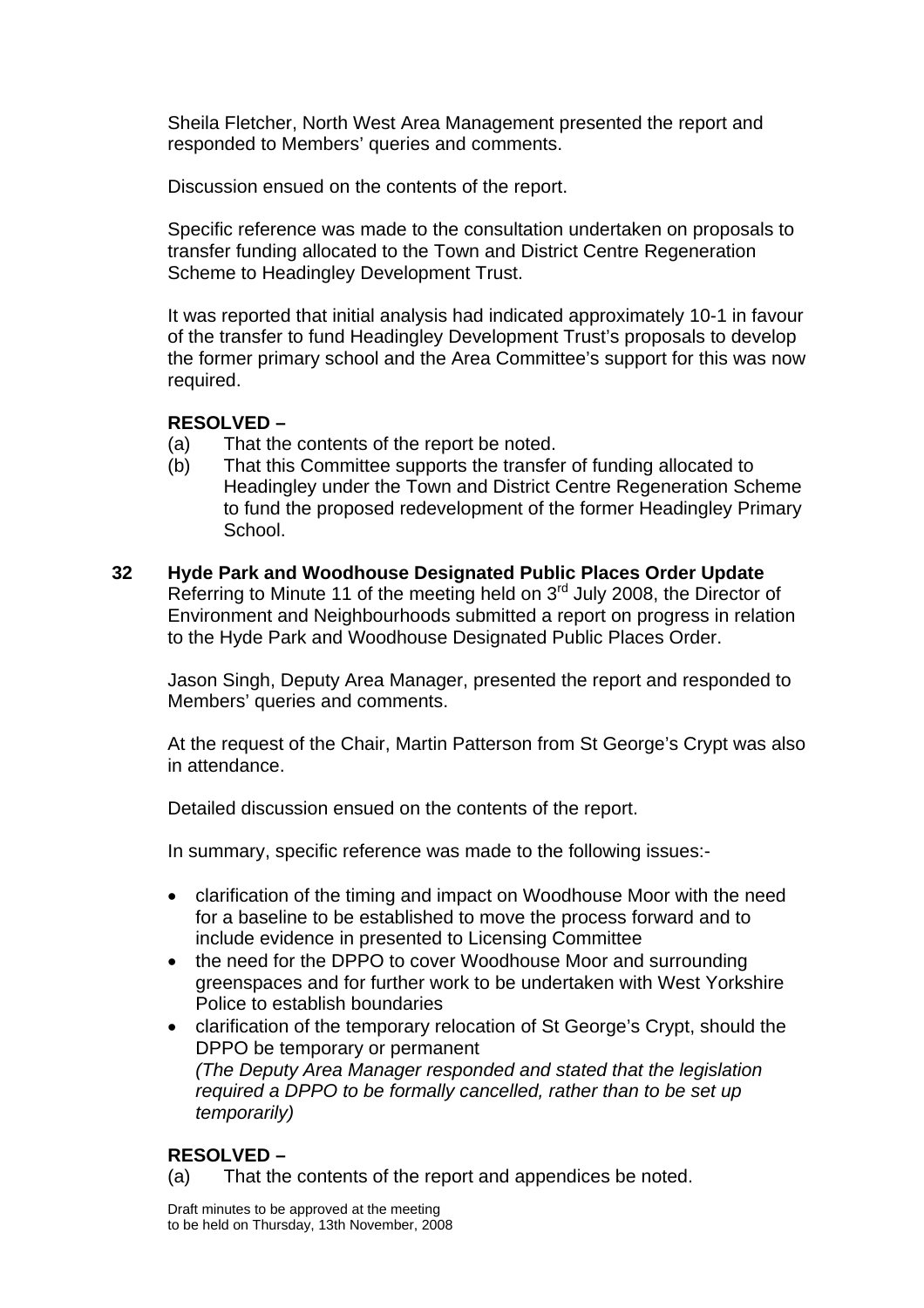Sheila Fletcher, North West Area Management presented the report and responded to Members' queries and comments.

Discussion ensued on the contents of the report.

Specific reference was made to the consultation undertaken on proposals to transfer funding allocated to the Town and District Centre Regeneration Scheme to Headingley Development Trust.

It was reported that initial analysis had indicated approximately 10-1 in favour of the transfer to fund Headingley Development Trust's proposals to develop the former primary school and the Area Committee's support for this was now required.

**RESOLVED –**

(a) That the contents of the report be noted.

(b) That this Committee supports the transfer of funding allocated to Headingley under the Town and District Centre Regeneration Scheme to fund the proposed redevelopment of the former Headingley Primary School.

**32 Hyde Park and Woodhouse Designated Public Places Order Update**

Referring to Minute 11 of the meeting held on 3rd July 2008, the Director of Environment and Neighbourhoods submitted a report on progress in relation to the Hyde Park and Woodhouse Designated Public Places Order.

Jason Singh, Deputy Area Manager, presented the report and responded to Members' queries and comments.

At the request of the Chair, Martin Patterson from St George's Crypt was also in attendance.

Detailed discussion ensued on the contents of the report.

In summary, specific reference was made to the following issues:-

- clarification of the timing and impact on Woodhouse Moor with the need for a baseline to be established to move the process forward and to include evidence in presented to Licensing Committee
- the need for the DPPO to cover Woodhouse Moor and surrounding greenspaces and for further work to be undertaken with West Yorkshire Police to establish boundaries
- clarification of the temporary relocation of St George's Crypt, should the DPPO be temporary or permanent
  *(The Deputy Area Manager responded and stated that the legislation required a DPPO to be formally cancelled, rather than to be set up temporarily)*

**RESOLVED –**

(a) That the contents of the report and appendices be noted.

Draft minutes to be approved at the meeting to be held on Thursday, 13th November, 2008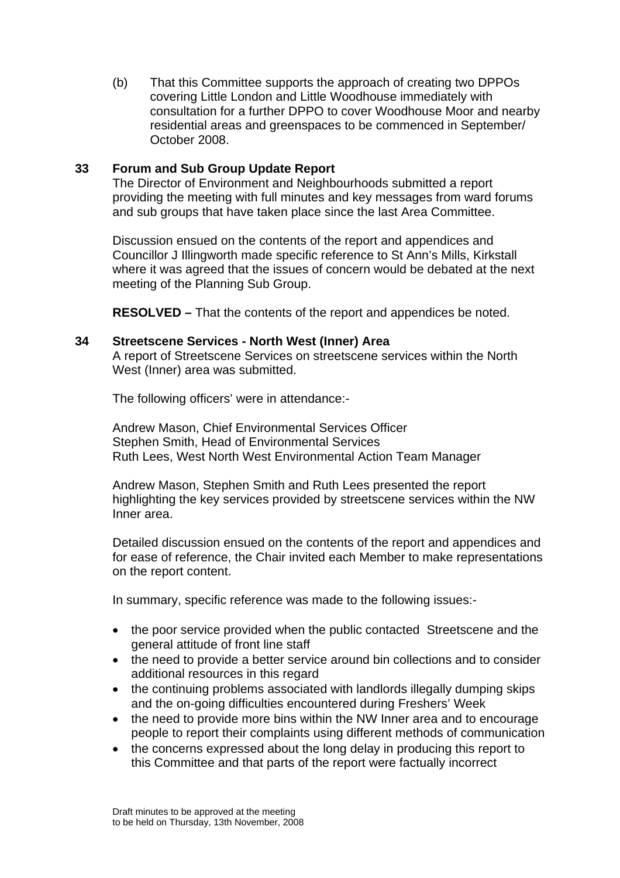(b) That this Committee supports the approach of creating two DPPOs covering Little London and Little Woodhouse immediately with consultation for a further DPPO to cover Woodhouse Moor and nearby residential areas and greenspaces to be commenced in September/ October 2008.

## 33 Forum and Sub Group Update Report

The Director of Environment and Neighbourhoods submitted a report providing the meeting with full minutes and key messages from ward forums and sub groups that have taken place since the last Area Committee.

Discussion ensued on the contents of the report and appendices and Councillor J Illingworth made specific reference to St Ann's Mills, Kirkstall where it was agreed that the issues of concern would be debated at the next meeting of the Planning Sub Group.

**RESOLVED –** That the contents of the report and appendices be noted.

## 34 Streetscene Services - North West (Inner) Area

A report of Streetscene Services on streetscene services within the North West (Inner) area was submitted.

The following officers' were in attendance:-

Andrew Mason, Chief Environmental Services Officer
Stephen Smith, Head of Environmental Services
Ruth Lees, West North West Environmental Action Team Manager

Andrew Mason, Stephen Smith and Ruth Lees presented the report highlighting the key services provided by streetscene services within the NW Inner area.

Detailed discussion ensued on the contents of the report and appendices and for ease of reference, the Chair invited each Member to make representations on the report content.

In summary, specific reference was made to the following issues:-

- the poor service provided when the public contacted Streetscene and the general attitude of front line staff
- the need to provide a better service around bin collections and to consider additional resources in this regard
- the continuing problems associated with landlords illegally dumping skips and the on-going difficulties encountered during Freshers' Week
- the need to provide more bins within the NW Inner area and to encourage people to report their complaints using different methods of communication
- the concerns expressed about the long delay in producing this report to this Committee and that parts of the report were factually incorrect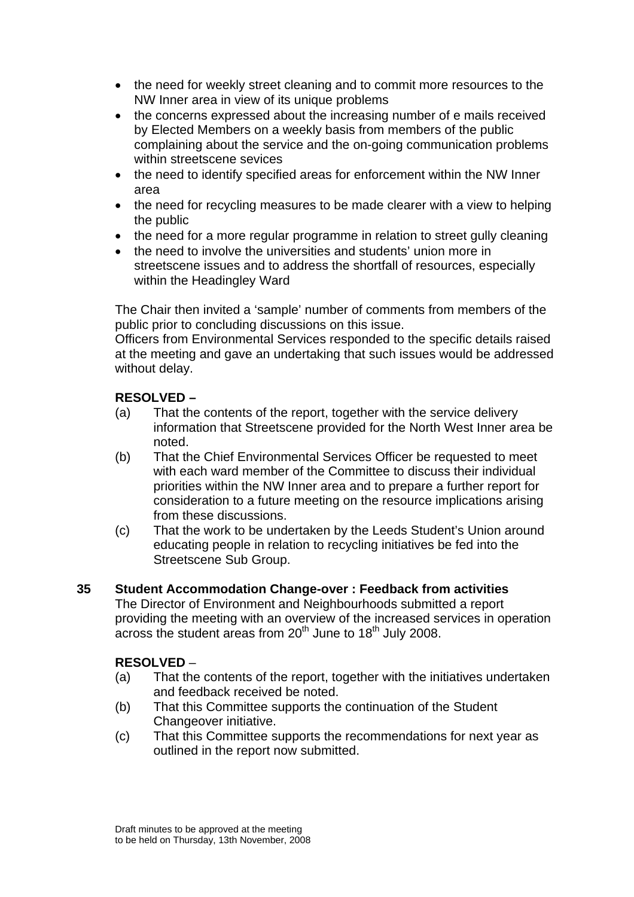- the need for weekly street cleaning and to commit more resources to the NW Inner area in view of its unique problems
- the concerns expressed about the increasing number of e mails received by Elected Members on a weekly basis from members of the public complaining about the service and the on-going communication problems within streetscene sevices
- the need to identify specified areas for enforcement within the NW Inner area
- the need for recycling measures to be made clearer with a view to helping the public
- the need for a more regular programme in relation to street gully cleaning
- the need to involve the universities and students' union more in streetscene issues and to address the shortfall of resources, especially within the Headingley Ward

The Chair then invited a 'sample' number of comments from members of the public prior to concluding discussions on this issue.
Officers from Environmental Services responded to the specific details raised at the meeting and gave an undertaking that such issues would be addressed without delay.

**RESOLVED –**

(a) That the contents of the report, together with the service delivery information that Streetscene provided for the North West Inner area be noted.

(b) That the Chief Environmental Services Officer be requested to meet with each ward member of the Committee to discuss their individual priorities within the NW Inner area and to prepare a further report for consideration to a future meeting on the resource implications arising from these discussions.

(c) That the work to be undertaken by the Leeds Student's Union around educating people in relation to recycling initiatives be fed into the Streetscene Sub Group.

**35 Student Accommodation Change-over : Feedback from activities**

The Director of Environment and Neighbourhoods submitted a report providing the meeting with an overview of the increased services in operation across the student areas from 20th June to 18th July 2008.

**RESOLVED** –

(a) That the contents of the report, together with the initiatives undertaken and feedback received be noted.

(b) That this Committee supports the continuation of the Student Changeover initiative.

(c) That this Committee supports the recommendations for next year as outlined in the report now submitted.

Draft minutes to be approved at the meeting
to be held on Thursday, 13th November, 2008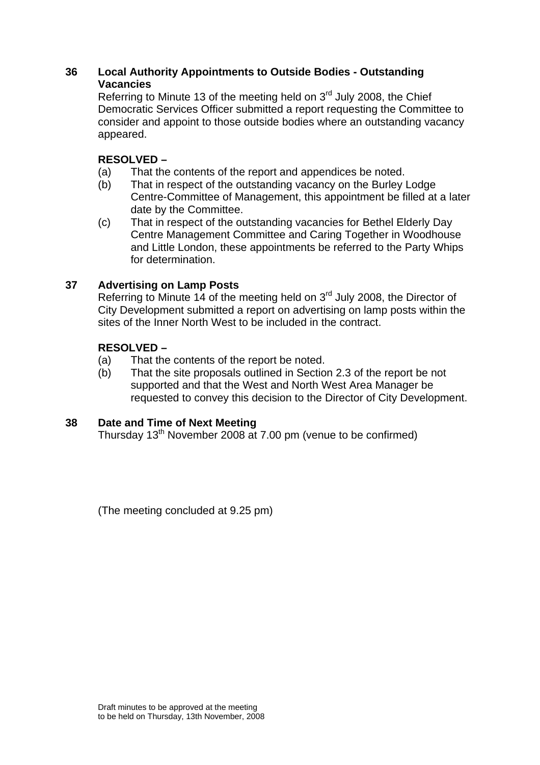### 36 Local Authority Appointments to Outside Bodies - Outstanding Vacancies

Referring to Minute 13 of the meeting held on 3rd July 2008, the Chief Democratic Services Officer submitted a report requesting the Committee to consider and appoint to those outside bodies where an outstanding vacancy appeared.

**RESOLVED –**

(a) That the contents of the report and appendices be noted.

(b) That in respect of the outstanding vacancy on the Burley Lodge Centre-Committee of Management, this appointment be filled at a later date by the Committee.

(c) That in respect of the outstanding vacancies for Bethel Elderly Day Centre Management Committee and Caring Together in Woodhouse and Little London, these appointments be referred to the Party Whips for determination.

### 37 Advertising on Lamp Posts

Referring to Minute 14 of the meeting held on 3rd July 2008, the Director of City Development submitted a report on advertising on lamp posts within the sites of the Inner North West to be included in the contract.

**RESOLVED –**

(a) That the contents of the report be noted.

(b) That the site proposals outlined in Section 2.3 of the report be not supported and that the West and North West Area Manager be requested to convey this decision to the Director of City Development.

### 38 Date and Time of Next Meeting

Thursday 13th November 2008 at 7.00 pm (venue to be confirmed)

(The meeting concluded at 9.25 pm)

Draft minutes to be approved at the meeting
to be held on Thursday, 13th November, 2008